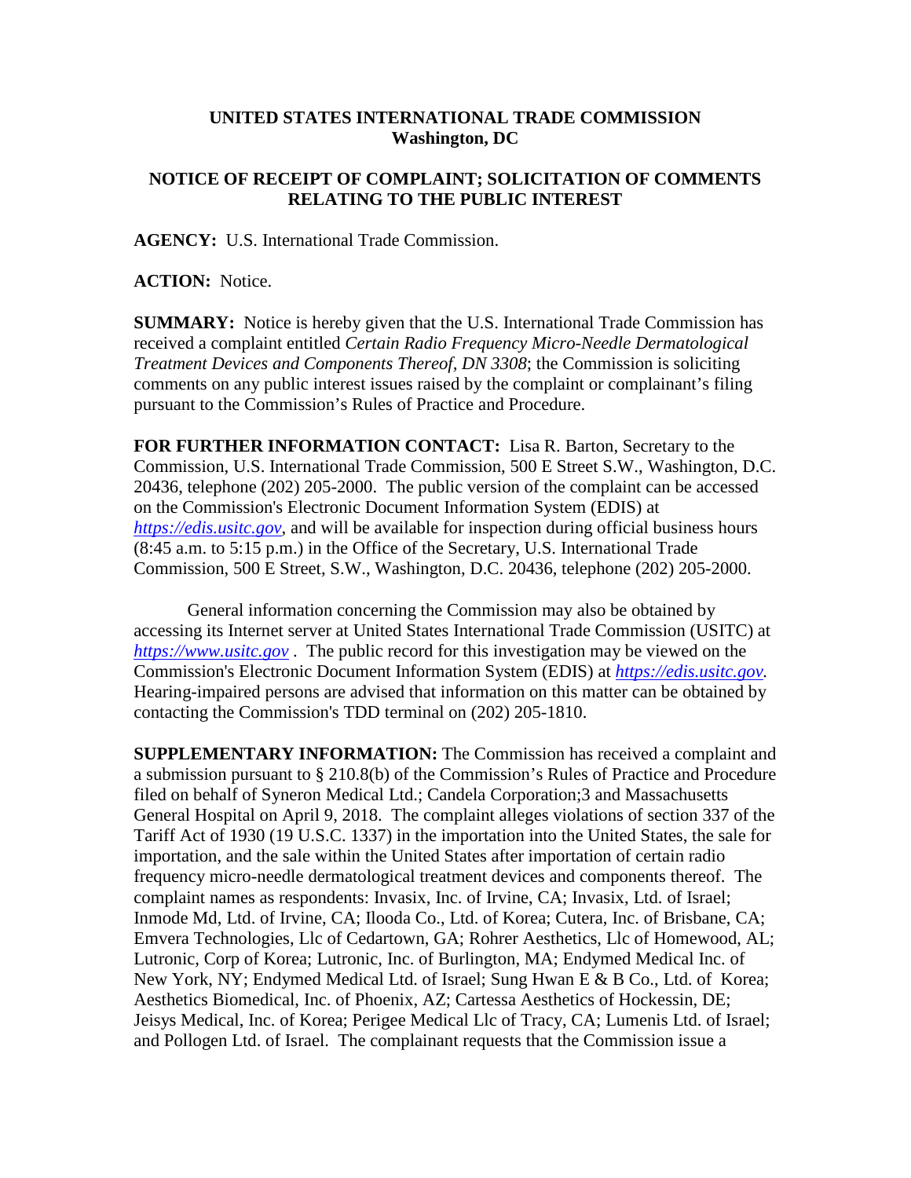**UNITED STATES INTERNATIONAL TRADE COMMISSION**
**Washington, DC**

**NOTICE OF RECEIPT OF COMPLAINT; SOLICITATION OF COMMENTS RELATING TO THE PUBLIC INTEREST**

**AGENCY:** U.S. International Trade Commission.

**ACTION:** Notice.

**SUMMARY:** Notice is hereby given that the U.S. International Trade Commission has received a complaint entitled *Certain Radio Frequency Micro-Needle Dermatological Treatment Devices and Components Thereof, DN 3308*; the Commission is soliciting comments on any public interest issues raised by the complaint or complainant's filing pursuant to the Commission's Rules of Practice and Procedure.

**FOR FURTHER INFORMATION CONTACT:** Lisa R. Barton, Secretary to the Commission, U.S. International Trade Commission, 500 E Street S.W., Washington, D.C. 20436, telephone (202) 205-2000. The public version of the complaint can be accessed on the Commission's Electronic Document Information System (EDIS) at *https://edis.usitc.gov*, and will be available for inspection during official business hours (8:45 a.m. to 5:15 p.m.) in the Office of the Secretary, U.S. International Trade Commission, 500 E Street, S.W., Washington, D.C. 20436, telephone (202) 205-2000.

General information concerning the Commission may also be obtained by accessing its Internet server at United States International Trade Commission (USITC) at *https://www.usitc.gov* . The public record for this investigation may be viewed on the Commission's Electronic Document Information System (EDIS) at *https://edis.usitc.gov.* Hearing-impaired persons are advised that information on this matter can be obtained by contacting the Commission's TDD terminal on (202) 205-1810.

**SUPPLEMENTARY INFORMATION:** The Commission has received a complaint and a submission pursuant to § 210.8(b) of the Commission's Rules of Practice and Procedure filed on behalf of Syneron Medical Ltd.; Candela Corporation;3 and Massachusetts General Hospital on April 9, 2018. The complaint alleges violations of section 337 of the Tariff Act of 1930 (19 U.S.C. 1337) in the importation into the United States, the sale for importation, and the sale within the United States after importation of certain radio frequency micro-needle dermatological treatment devices and components thereof. The complaint names as respondents: Invasix, Inc. of Irvine, CA; Invasix, Ltd. of Israel; Inmode Md, Ltd. of Irvine, CA; Ilooda Co., Ltd. of Korea; Cutera, Inc. of Brisbane, CA; Emvera Technologies, Llc of Cedartown, GA; Rohrer Aesthetics, Llc of Homewood, AL; Lutronic, Corp of Korea; Lutronic, Inc. of Burlington, MA; Endymed Medical Inc. of New York, NY; Endymed Medical Ltd. of Israel; Sung Hwan E & B Co., Ltd. of Korea; Aesthetics Biomedical, Inc. of Phoenix, AZ; Cartessa Aesthetics of Hockessin, DE; Jeisys Medical, Inc. of Korea; Perigee Medical Llc of Tracy, CA; Lumenis Ltd. of Israel; and Pollogen Ltd. of Israel. The complainant requests that the Commission issue a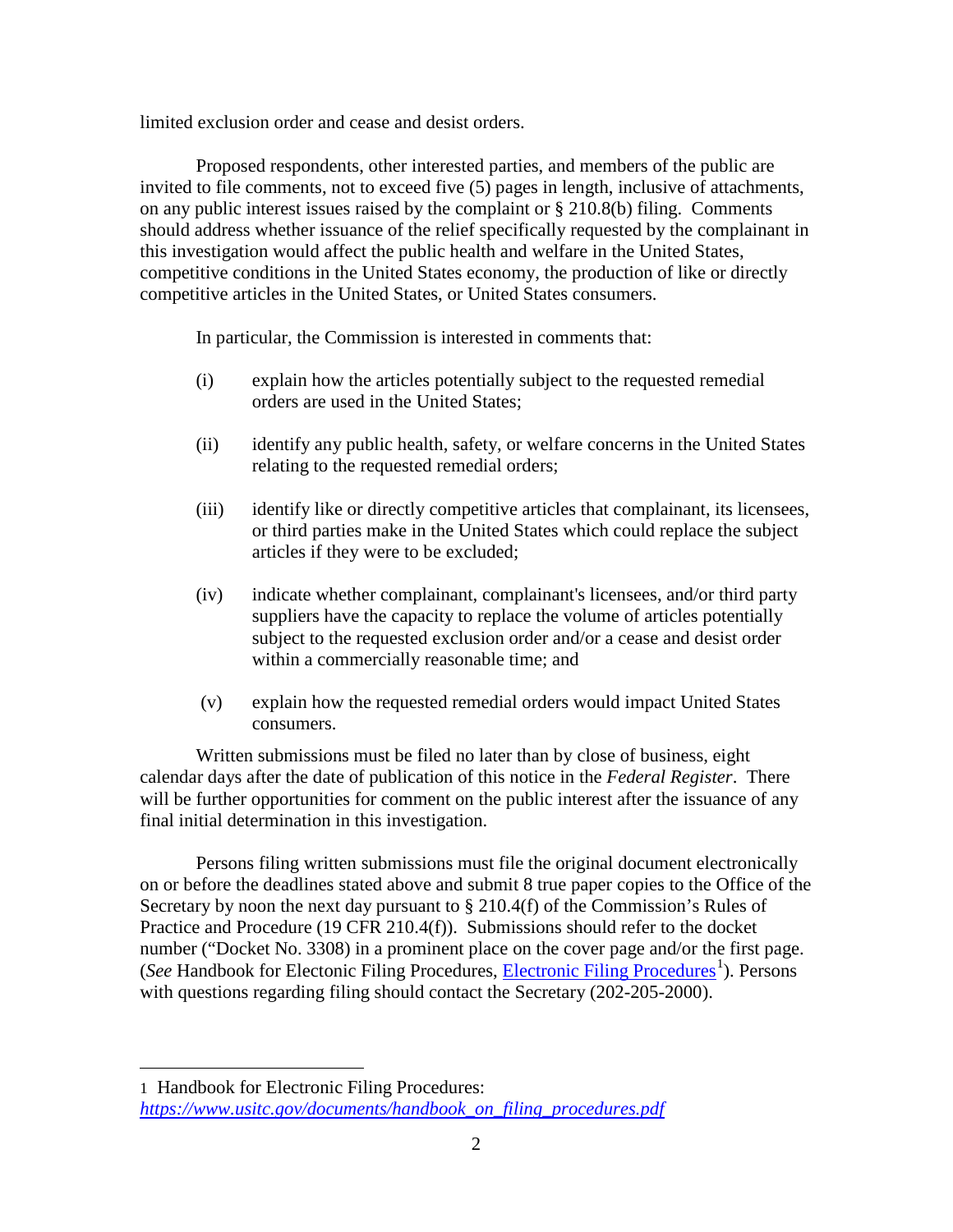limited exclusion order and cease and desist orders.

Proposed respondents, other interested parties, and members of the public are invited to file comments, not to exceed five (5) pages in length, inclusive of attachments, on any public interest issues raised by the complaint or § 210.8(b) filing. Comments should address whether issuance of the relief specifically requested by the complainant in this investigation would affect the public health and welfare in the United States, competitive conditions in the United States economy, the production of like or directly competitive articles in the United States, or United States consumers.

In particular, the Commission is interested in comments that:

(i) explain how the articles potentially subject to the requested remedial orders are used in the United States;

(ii) identify any public health, safety, or welfare concerns in the United States relating to the requested remedial orders;

(iii) identify like or directly competitive articles that complainant, its licensees, or third parties make in the United States which could replace the subject articles if they were to be excluded;

(iv) indicate whether complainant, complainant's licensees, and/or third party suppliers have the capacity to replace the volume of articles potentially subject to the requested exclusion order and/or a cease and desist order within a commercially reasonable time; and

(v) explain how the requested remedial orders would impact United States consumers.

Written submissions must be filed no later than by close of business, eight calendar days after the date of publication of this notice in the *Federal Register*. There will be further opportunities for comment on the public interest after the issuance of any final initial determination in this investigation.

Persons filing written submissions must file the original document electronically on or before the deadlines stated above and submit 8 true paper copies to the Office of the Secretary by noon the next day pursuant to § 210.4(f) of the Commission's Rules of Practice and Procedure (19 CFR 210.4(f)). Submissions should refer to the docket number ("Docket No. 3308) in a prominent place on the cover page and/or the first page. (*See* Handbook for Electonic Filing Procedures, Electronic Filing Procedures[1]). Persons with questions regarding filing should contact the Secretary (202-205-2000).

---

1 Handbook for Electronic Filing Procedures: *https://www.usitc.gov/documents/handbook_on_filing_procedures.pdf*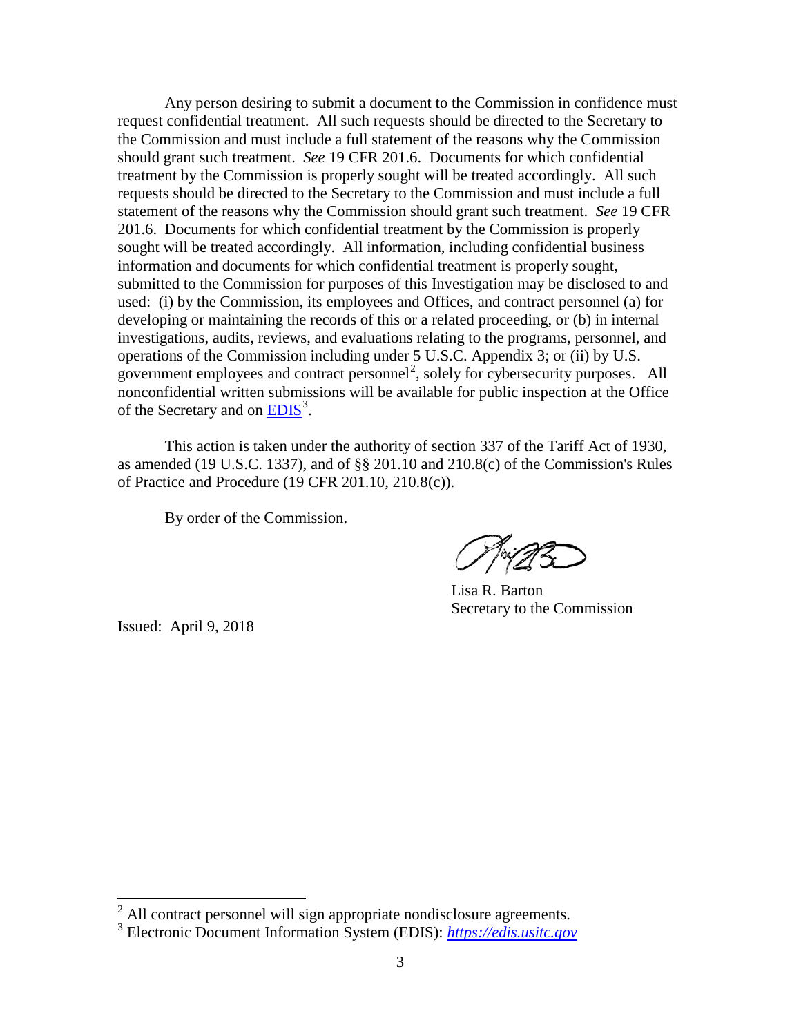Any person desiring to submit a document to the Commission in confidence must request confidential treatment. All such requests should be directed to the Secretary to the Commission and must include a full statement of the reasons why the Commission should grant such treatment. *See* 19 CFR 201.6. Documents for which confidential treatment by the Commission is properly sought will be treated accordingly. All such requests should be directed to the Secretary to the Commission and must include a full statement of the reasons why the Commission should grant such treatment. *See* 19 CFR 201.6. Documents for which confidential treatment by the Commission is properly sought will be treated accordingly. All information, including confidential business information and documents for which confidential treatment is properly sought, submitted to the Commission for purposes of this Investigation may be disclosed to and used: (i) by the Commission, its employees and Offices, and contract personnel (a) for developing or maintaining the records of this or a related proceeding, or (b) in internal investigations, audits, reviews, and evaluations relating to the programs, personnel, and operations of the Commission including under 5 U.S.C. Appendix 3; or (ii) by U.S. government employees and contract personnel[2], solely for cybersecurity purposes. All nonconfidential written submissions will be available for public inspection at the Office of the Secretary and on [EDIS](https://edis.usitc.gov)[3].

This action is taken under the authority of section 337 of the Tariff Act of 1930, as amended (19 U.S.C. 1337), and of §§ 201.10 and 210.8(c) of the Commission's Rules of Practice and Procedure (19 CFR 201.10, 210.8(c)).

By order of the Commission.

Lisa R. Barton
Secretary to the Commission

Issued: April 9, 2018

---

[2] All contract personnel will sign appropriate nondisclosure agreements.

[3] Electronic Document Information System (EDIS): *https://edis.usitc.gov*